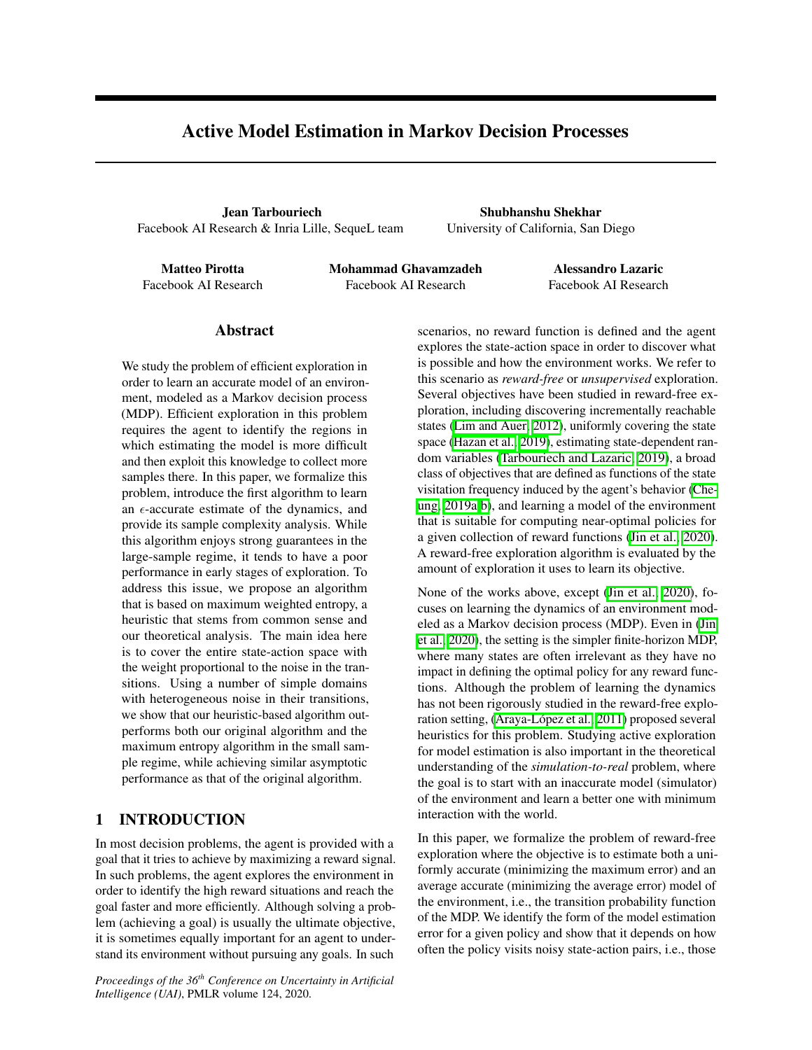# Active Model Estimation in Markov Decision Processes

**Jean Tarbouriech**
Facebook AI Research & Inria Lille, SequeL team

**Shubhanshu Shekhar**
University of California, San Diego

**Matteo Pirotta**
Facebook AI Research

**Mohammad Ghavamzadeh**
Facebook AI Research

**Alessandro Lazaric**
Facebook AI Research

## Abstract

We study the problem of efficient exploration in order to learn an accurate model of an environment, modeled as a Markov decision process (MDP). Efficient exploration in this problem requires the agent to identify the regions in which estimating the model is more difficult and then exploit this knowledge to collect more samples there. In this paper, we formalize this problem, introduce the first algorithm to learn an $\epsilon$-accurate estimate of the dynamics, and provide its sample complexity analysis. While this algorithm enjoys strong guarantees in the large-sample regime, it tends to have a poor performance in early stages of exploration. To address this issue, we propose an algorithm that is based on maximum weighted entropy, a heuristic that stems from common sense and our theoretical analysis. The main idea here is to cover the entire state-action space with the weight proportional to the noise in the transitions. Using a number of simple domains with heterogeneous noise in their transitions, we show that our heuristic-based algorithm outperforms both our original algorithm and the maximum entropy algorithm in the small sample regime, while achieving similar asymptotic performance as that of the original algorithm.

## 1 INTRODUCTION

In most decision problems, the agent is provided with a goal that it tries to achieve by maximizing a reward signal. In such problems, the agent explores the environment in order to identify the high reward situations and reach the goal faster and more efficiently. Although solving a problem (achieving a goal) is usually the ultimate objective, it is sometimes equally important for an agent to understand its environment without pursuing any goals. In such scenarios, no reward function is defined and the agent explores the state-action space in order to discover what is possible and how the environment works. We refer to this scenario as *reward-free* or *unsupervised* exploration. Several objectives have been studied in reward-free exploration, including discovering incrementally reachable states (Lim and Auer, 2012), uniformly covering the state space (Hazan et al., 2019), estimating state-dependent random variables (Tarbouriech and Lazaric, 2019), a broad class of objectives that are defined as functions of the state visitation frequency induced by the agent's behavior (Cheung, 2019a,b), and learning a model of the environment that is suitable for computing near-optimal policies for a given collection of reward functions (Jin et al., 2020). A reward-free exploration algorithm is evaluated by the amount of exploration it uses to learn its objective.

None of the works above, except (Jin et al., 2020), focuses on learning the dynamics of an environment modeled as a Markov decision process (MDP). Even in (Jin et al., 2020), the setting is the simpler finite-horizon MDP, where many states are often irrelevant as they have no impact in defining the optimal policy for any reward functions. Although the problem of learning the dynamics has not been rigorously studied in the reward-free exploration setting, (Araya-López et al., 2011) proposed several heuristics for this problem. Studying active exploration for model estimation is also important in the theoretical understanding of the *simulation-to-real* problem, where the goal is to start with an inaccurate model (simulator) of the environment and learn a better one with minimum interaction with the world.

In this paper, we formalize the problem of reward-free exploration where the objective is to estimate both a uniformly accurate (minimizing the maximum error) and an average accurate (minimizing the average error) model of the environment, i.e., the transition probability function of the MDP. We identify the form of the model estimation error for a given policy and show that it depends on how often the policy visits noisy state-action pairs, i.e., those

*Proceedings of the 36*[th] *Conference on Uncertainty in Artificial Intelligence (UAI)*, PMLR volume 124, 2020.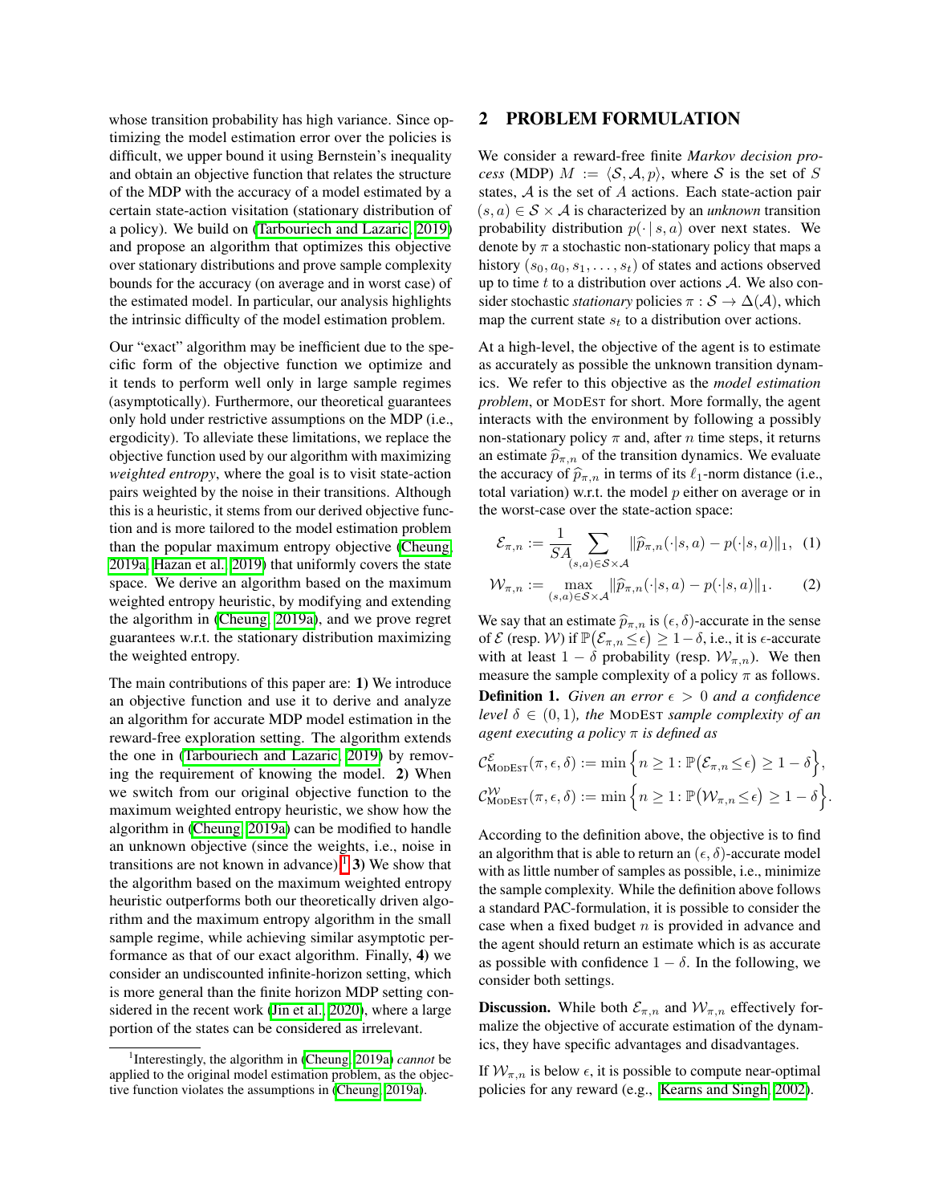whose transition probability has high variance. Since optimizing the model estimation error over the policies is difficult, we upper bound it using Bernstein's inequality and obtain an objective function that relates the structure of the MDP with the accuracy of a model estimated by a certain state-action visitation (stationary distribution of a policy). We build on (Tarbouriech and Lazaric, 2019) and propose an algorithm that optimizes this objective over stationary distributions and prove sample complexity bounds for the accuracy (on average and in worst case) of the estimated model. In particular, our analysis highlights the intrinsic difficulty of the model estimation problem.

Our "exact" algorithm may be inefficient due to the specific form of the objective function we optimize and it tends to perform well only in large sample regimes (asymptotically). Furthermore, our theoretical guarantees only hold under restrictive assumptions on the MDP (i.e., ergodicity). To alleviate these limitations, we replace the objective function used by our algorithm with maximizing *weighted entropy*, where the goal is to visit state-action pairs weighted by the noise in their transitions. Although this is a heuristic, it stems from our derived objective function and is more tailored to the model estimation problem than the popular maximum entropy objective (Cheung, 2019a; Hazan et al., 2019) that uniformly covers the state space. We derive an algorithm based on the maximum weighted entropy heuristic, by modifying and extending the algorithm in (Cheung, 2019a), and we prove regret guarantees w.r.t. the stationary distribution maximizing the weighted entropy.

The main contributions of this paper are: **1)** We introduce an objective function and use it to derive and analyze an algorithm for accurate MDP model estimation in the reward-free exploration setting. The algorithm extends the one in (Tarbouriech and Lazaric, 2019) by removing the requirement of knowing the model. **2)** When we switch from our original objective function to the maximum weighted entropy heuristic, we show how the algorithm in (Cheung, 2019a) can be modified to handle an unknown objective (since the weights, i.e., noise in transitions are not known in advance).[1] **3)** We show that the algorithm based on the maximum weighted entropy heuristic outperforms both our theoretically driven algorithm and the maximum entropy algorithm in the small sample regime, while achieving similar asymptotic performance as that of our exact algorithm. Finally, **4)** we consider an undiscounted infinite-horizon setting, which is more general than the finite horizon MDP setting considered in the recent work (Jin et al., 2020), where a large portion of the states can be considered as irrelevant.

[1] Interestingly, the algorithm in (Cheung, 2019a) *cannot* be applied to the original model estimation problem, as the objective function violates the assumptions in (Cheung, 2019a).

## 2 PROBLEM FORMULATION

We consider a reward-free finite *Markov decision process* (MDP) $M := \langle \mathcal{S}, \mathcal{A}, p \rangle$, where $\mathcal{S}$ is the set of $S$ states, $\mathcal{A}$ is the set of $A$ actions. Each state-action pair $(s, a) \in \mathcal{S} \times \mathcal{A}$ is characterized by an *unknown* transition probability distribution $p(\cdot \mid s, a)$ over next states. We denote by $\pi$ a stochastic non-stationary policy that maps a history $(s_0, a_0, s_1, \ldots, s_t)$ of states and actions observed up to time $t$ to a distribution over actions $\mathcal{A}$. We also consider stochastic *stationary* policies $\pi : \mathcal{S} \to \Delta(\mathcal{A})$, which map the current state $s_t$ to a distribution over actions.

At a high-level, the objective of the agent is to estimate as accurately as possible the unknown transition dynamics. We refer to this objective as the *model estimation problem*, or ModEst for short. More formally, the agent interacts with the environment by following a possibly non-stationary policy $\pi$ and, after $n$ time steps, it returns an estimate $\widehat{p}_{\pi,n}$ of the transition dynamics. We evaluate the accuracy of $\widehat{p}_{\pi,n}$ in terms of its $\ell_1$-norm distance (i.e., total variation) w.r.t. the model $p$ either on average or in the worst-case over the state-action space:

$$\mathcal{E}_{\pi,n} := \frac{1}{SA} \sum_{(s,a) \in \mathcal{S} \times \mathcal{A}} \|\widehat{p}_{\pi,n}(\cdot|s,a) - p(\cdot|s,a)\|_1, \quad (1)$$

$$\mathcal{W}_{\pi,n} := \max_{(s,a) \in \mathcal{S} \times \mathcal{A}} \|\widehat{p}_{\pi,n}(\cdot|s,a) - p(\cdot|s,a)\|_1. \quad (2)$$

We say that an estimate $\widehat{p}_{\pi,n}$ is $(\epsilon, \delta)$-accurate in the sense of $\mathcal{E}$ (resp. $\mathcal{W}$) if $\mathbb{P}(\mathcal{E}_{\pi,n} \leq \epsilon) \geq 1 - \delta$, i.e., it is $\epsilon$-accurate with at least $1 - \delta$ probability (resp. $\mathcal{W}_{\pi,n}$). We then measure the sample complexity of a policy $\pi$ as follows.

**Definition 1.** *Given an error $\epsilon > 0$ and a confidence level $\delta \in (0, 1)$, the* ModEst *sample complexity of an agent executing a policy $\pi$ is defined as*

$$\mathcal{C}^{\mathcal{E}}_{\text{ModEst}}(\pi, \epsilon, \delta) := \min \Big\{ n \geq 1 : \mathbb{P}\big(\mathcal{E}_{\pi,n} \leq \epsilon\big) \geq 1 - \delta \Big\},$$

$$\mathcal{C}^{\mathcal{W}}_{\text{ModEst}}(\pi, \epsilon, \delta) := \min \Big\{ n \geq 1 : \mathbb{P}\big(\mathcal{W}_{\pi,n} \leq \epsilon\big) \geq 1 - \delta \Big\}.$$

According to the definition above, the objective is to find an algorithm that is able to return an $(\epsilon, \delta)$-accurate model with as little number of samples as possible, i.e., minimize the sample complexity. While the definition above follows a standard PAC-formulation, it is possible to consider the case when a fixed budget $n$ is provided in advance and the agent should return an estimate which is as accurate as possible with confidence $1 - \delta$. In the following, we consider both settings.

**Discussion.** While both $\mathcal{E}_{\pi,n}$ and $\mathcal{W}_{\pi,n}$ effectively formalize the objective of accurate estimation of the dynamics, they have specific advantages and disadvantages.

If $\mathcal{W}_{\pi,n}$ is below $\epsilon$, it is possible to compute near-optimal policies for any reward (e.g., Kearns and Singh, 2002).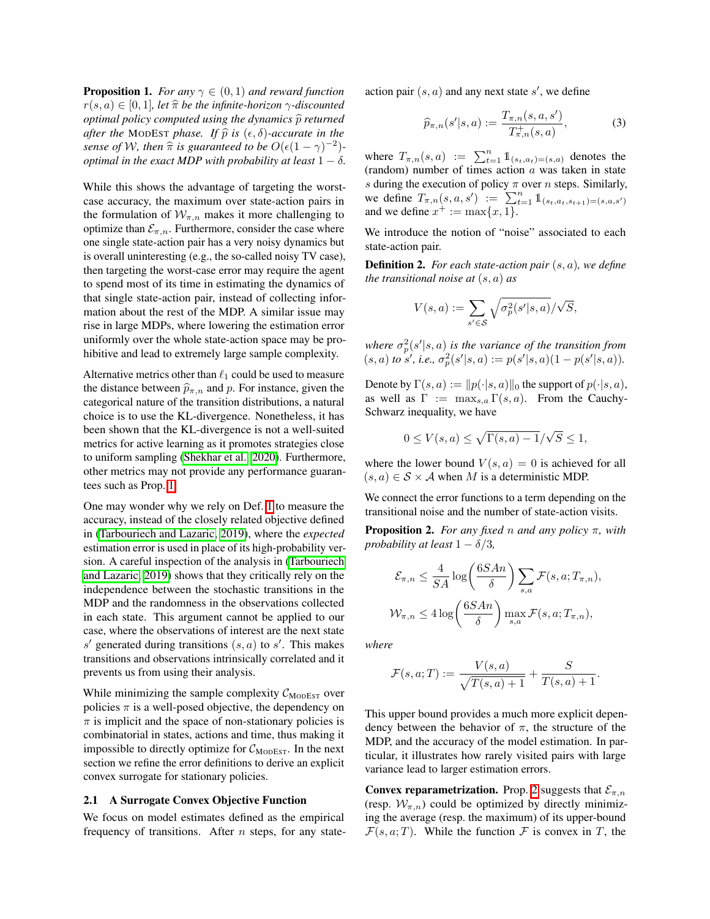**Proposition 1.** *For any $\gamma \in (0,1)$ and reward function $r(s,a) \in [0,1]$, let $\widehat{\pi}$ be the infinite-horizon $\gamma$-discounted optimal policy computed using the dynamics $\widehat{p}$ returned after the* ModEst *phase. If $\widehat{p}$ is $(\epsilon, \delta)$-accurate in the sense of $\mathcal{W}$, then $\widehat{\pi}$ is guaranteed to be $O(\epsilon(1-\gamma)^{-2})$-optimal in the exact MDP with probability at least $1-\delta$.*

While this shows the advantage of targeting the worst-case accuracy, the maximum over state-action pairs in the formulation of $\mathcal{W}_{\pi,n}$ makes it more challenging to optimize than $\mathcal{E}_{\pi,n}$. Furthermore, consider the case where one single state-action pair has a very noisy dynamics but is overall uninteresting (e.g., the so-called noisy TV case), then targeting the worst-case error may require the agent to spend most of its time in estimating the dynamics of that single state-action pair, instead of collecting information about the rest of the MDP. A similar issue may rise in large MDPs, where lowering the estimation error uniformly over the whole state-action space may be prohibitive and lead to extremely large sample complexity.

Alternative metrics other than $\ell_1$ could be used to measure the distance between $\widehat{p}_{\pi,n}$ and $p$. For instance, given the categorical nature of the transition distributions, a natural choice is to use the KL-divergence. Nonetheless, it has been shown that the KL-divergence is not a well-suited metrics for active learning as it promotes strategies close to uniform sampling (Shekhar et al., 2020). Furthermore, other metrics may not provide any performance guarantees such as Prop. 1.

One may wonder why we rely on Def. 1 to measure the accuracy, instead of the closely related objective defined in (Tarbouriech and Lazaric, 2019), where the *expected* estimation error is used in place of its high-probability version. A careful inspection of the analysis in (Tarbouriech and Lazaric, 2019) shows that they critically rely on the independence between the stochastic transitions in the MDP and the randomness in the observations collected in each state. This argument cannot be applied to our case, where the observations of interest are the next state $s'$ generated during transitions $(s,a)$ to $s'$. This makes transitions and observations intrinsically correlated and it prevents us from using their analysis.

While minimizing the sample complexity $\mathcal{C}_{\text{ModEst}}$ over policies $\pi$ is a well-posed objective, the dependency on $\pi$ is implicit and the space of non-stationary policies is combinatorial in states, actions and time, thus making it impossible to directly optimize for $\mathcal{C}_{\text{ModEst}}$. In the next section we refine the error definitions to derive an explicit convex surrogate for stationary policies.

### 2.1 A Surrogate Convex Objective Function

We focus on model estimates defined as the empirical frequency of transitions. After $n$ steps, for any state-action pair $(s,a)$ and any next state $s'$, we define

$$\widehat{p}_{\pi,n}(s'|s,a) := \frac{T_{\pi,n}(s,a,s')}{T^{+}_{\pi,n}(s,a)}, \tag{3}$$

where $T_{\pi,n}(s,a) := \sum_{t=1}^{n} \mathbb{1}_{(s_t,a_t)=(s,a)}$ denotes the (random) number of times action $a$ was taken in state $s$ during the execution of policy $\pi$ over $n$ steps. Similarly, we define $T_{\pi,n}(s,a,s') := \sum_{t=1}^{n} \mathbb{1}_{(s_t,a_t,s_{t+1})=(s,a,s')}$ and we define $x^{+} := \max\{x, 1\}$.

We introduce the notion of "noise" associated to each state-action pair.

**Definition 2.** *For each state-action pair $(s,a)$, we define the transitional noise at $(s,a)$ as*

$$V(s,a) := \sum_{s' \in \mathcal{S}} \sqrt{\sigma_p^2(s'|s,a)}/\sqrt{S},$$

*where $\sigma_p^2(s'|s,a)$ is the variance of the transition from $(s,a)$ to $s'$, i.e., $\sigma_p^2(s'|s,a) := p(s'|s,a)(1-p(s'|s,a))$.*

Denote by $\Gamma(s,a) := \|p(\cdot|s,a)\|_0$ the support of $p(\cdot|s,a)$, as well as $\Gamma := \max_{s,a} \Gamma(s,a)$. From the Cauchy-Schwarz inequality, we have

$$0 \leq V(s,a) \leq \sqrt{\Gamma(s,a)-1}/\sqrt{S} \leq 1,$$

where the lower bound $V(s,a)=0$ is achieved for all $(s,a) \in \mathcal{S} \times \mathcal{A}$ when $M$ is a deterministic MDP.

We connect the error functions to a term depending on the transitional noise and the number of state-action visits.

**Proposition 2.** *For any fixed $n$ and any policy $\pi$, with probability at least $1-\delta/3$,*

$$\mathcal{E}_{\pi,n} \leq \frac{4}{SA}\log\left(\frac{6SAn}{\delta}\right) \sum_{s,a} \mathcal{F}(s,a;T_{\pi,n}),$$

$$\mathcal{W}_{\pi,n} \leq 4\log\left(\frac{6SAn}{\delta}\right) \max_{s,a} \mathcal{F}(s,a;T_{\pi,n}),$$

*where*

$$\mathcal{F}(s,a;T) := \frac{V(s,a)}{\sqrt{T(s,a)+1}} + \frac{S}{T(s,a)+1}.$$

This upper bound provides a much more explicit dependency between the behavior of $\pi$, the structure of the MDP, and the accuracy of the model estimation. In particular, it illustrates how rarely visited pairs with large variance lead to larger estimation errors.

**Convex reparametrization.** Prop. 2 suggests that $\mathcal{E}_{\pi,n}$ (resp. $\mathcal{W}_{\pi,n}$) could be optimized by directly minimizing the average (resp. the maximum) of its upper-bound $\mathcal{F}(s,a;T)$. While the function $\mathcal{F}$ is convex in $T$, the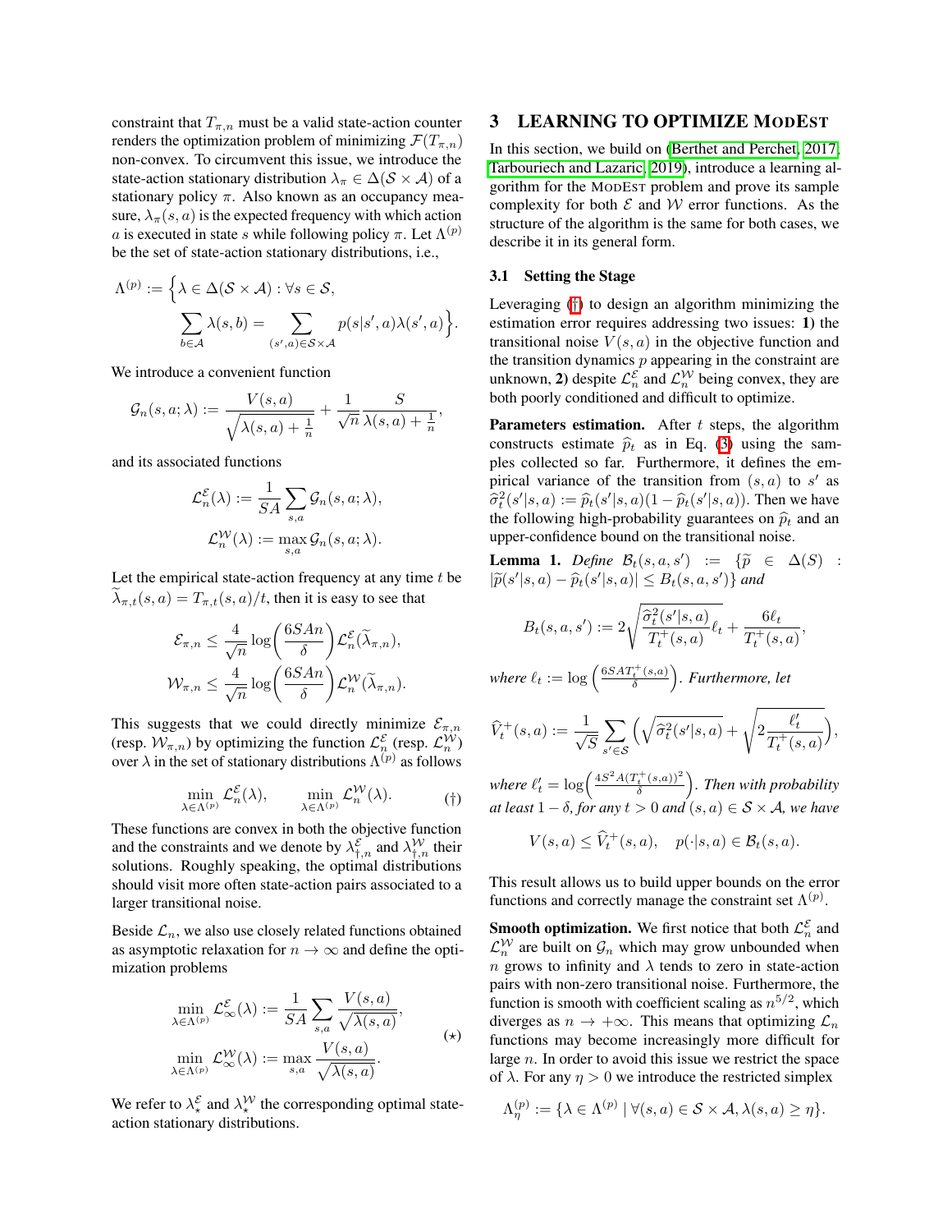constraint that $T_{\pi,n}$ must be a valid state-action counter renders the optimization problem of minimizing $\mathcal{F}(T_{\pi,n})$ non-convex. To circumvent this issue, we introduce the state-action stationary distribution $\lambda_\pi \in \Delta(\mathcal{S}\times\mathcal{A})$ of a stationary policy $\pi$. Also known as an occupancy measure, $\lambda_\pi(s,a)$ is the expected frequency with which action $a$ is executed in state $s$ while following policy $\pi$. Let $\Lambda^{(p)}$ be the set of state-action stationary distributions, i.e.,

$$\Lambda^{(p)} := \Big\{\lambda \in \Delta(\mathcal{S}\times\mathcal{A}) : \forall s\in\mathcal{S}, \sum_{b\in\mathcal{A}} \lambda(s,b) = \sum_{(s',a)\in\mathcal{S}\times\mathcal{A}} p(s|s',a)\lambda(s',a)\Big\}.$$

We introduce a convenient function

$$\mathcal{G}_n(s,a;\lambda) := \frac{V(s,a)}{\sqrt{\lambda(s,a)+\frac{1}{n}}} + \frac{1}{\sqrt{n}}\frac{S}{\lambda(s,a)+\frac{1}{n}},$$

and its associated functions

$$\mathcal{L}_n^{\mathcal{E}}(\lambda) := \frac{1}{SA}\sum_{s,a}\mathcal{G}_n(s,a;\lambda),$$
$$\mathcal{L}_n^{\mathcal{W}}(\lambda) := \max_{s,a}\mathcal{G}_n(s,a;\lambda).$$

Let the empirical state-action frequency at any time $t$ be $\widetilde{\lambda}_{\pi,t}(s,a) = T_{\pi,t}(s,a)/t$, then it is easy to see that

$$\mathcal{E}_{\pi,n} \le \frac{4}{\sqrt{n}}\log\Big(\frac{6SAn}{\delta}\Big)\mathcal{L}_n^{\mathcal{E}}(\widetilde{\lambda}_{\pi,n}),$$
$$\mathcal{W}_{\pi,n} \le \frac{4}{\sqrt{n}}\log\Big(\frac{6SAn}{\delta}\Big)\mathcal{L}_n^{\mathcal{W}}(\widetilde{\lambda}_{\pi,n}).$$

This suggests that we could directly minimize $\mathcal{E}_{\pi,n}$ (resp. $\mathcal{W}_{\pi,n}$) by optimizing the function $\mathcal{L}_n^{\mathcal{E}}$ (resp. $\mathcal{L}_n^{\mathcal{W}}$) over $\lambda$ in the set of stationary distributions $\Lambda^{(p)}$ as follows

$$\min_{\lambda\in\Lambda^{(p)}} \mathcal{L}_n^{\mathcal{E}}(\lambda), \qquad \min_{\lambda\in\Lambda^{(p)}} \mathcal{L}_n^{\mathcal{W}}(\lambda). \tag{$\dagger$}$$

These functions are convex in both the objective function and the constraints and we denote by $\lambda_{\dagger,n}^{\mathcal{E}}$ and $\lambda_{\dagger,n}^{\mathcal{W}}$ their solutions. Roughly speaking, the optimal distributions should visit more often state-action pairs associated to a larger transitional noise.

Beside $\mathcal{L}_n$, we also use closely related functions obtained as asymptotic relaxation for $n\to\infty$ and define the optimization problems

$$\min_{\lambda\in\Lambda^{(p)}} \mathcal{L}_\infty^{\mathcal{E}}(\lambda) := \frac{1}{SA}\sum_{s,a}\frac{V(s,a)}{\sqrt{\lambda(s,a)}},$$
$$\min_{\lambda\in\Lambda^{(p)}} \mathcal{L}_\infty^{\mathcal{W}}(\lambda) := \max_{s,a}\frac{V(s,a)}{\sqrt{\lambda(s,a)}}. \tag{$\star$}$$

We refer to $\lambda_\star^{\mathcal{E}}$ and $\lambda_\star^{\mathcal{W}}$ the corresponding optimal state-action stationary distributions.

## 3 LEARNING TO OPTIMIZE MODEST

In this section, we build on (Berthet and Perchet, 2017; Tarbouriech and Lazaric, 2019), introduce a learning algorithm for the MODEST problem and prove its sample complexity for both $\mathcal{E}$ and $\mathcal{W}$ error functions. As the structure of the algorithm is the same for both cases, we describe it in its general form.

### 3.1 Setting the Stage

Leveraging (†) to design an algorithm minimizing the estimation error requires addressing two issues: **1)** the transitional noise $V(s,a)$ in the objective function and the transition dynamics $p$ appearing in the constraint are unknown, **2)** despite $\mathcal{L}_n^{\mathcal{E}}$ and $\mathcal{L}_n^{\mathcal{W}}$ being convex, they are both poorly conditioned and difficult to optimize.

**Parameters estimation.** After $t$ steps, the algorithm constructs estimate $\widehat{p}_t$ as in Eq. (3) using the samples collected so far. Furthermore, it defines the empirical variance of the transition from $(s,a)$ to $s'$ as $\widehat{\sigma}_t^2(s'|s,a) := \widehat{p}_t(s'|s,a)(1-\widehat{p}_t(s'|s,a))$. Then we have the following high-probability guarantees on $\widehat{p}_t$ and an upper-confidence bound on the transitional noise.

**Lemma 1.** *Define* $\mathcal{B}_t(s,a,s') := \{\widetilde{p}\in\Delta(S) : |\widetilde{p}(s'|s,a) - \widehat{p}_t(s'|s,a)| \le B_t(s,a,s')\}$ *and*

$$B_t(s,a,s') := 2\sqrt{\frac{\widehat{\sigma}_t^2(s'|s,a)}{T_t^+(s,a)}\ell_t} + \frac{6\ell_t}{T_t^+(s,a)},$$

*where* $\ell_t := \log\Big(\frac{6SAT_t^+(s,a)}{\delta}\Big)$. *Furthermore, let*

$$\widehat{V}_t^+(s,a) := \frac{1}{\sqrt{S}}\sum_{s'\in\mathcal{S}}\Big(\sqrt{\widehat{\sigma}_t^2(s'|s,a)} + \sqrt{2\frac{\ell_t'}{T_t^+(s,a)}}\Big),$$

*where* $\ell_t' = \log\Big(\frac{4S^2A(T_t^+(s,a))^2}{\delta}\Big)$. *Then with probability at least* $1-\delta$*, for any* $t>0$ *and* $(s,a)\in\mathcal{S}\times\mathcal{A}$*, we have*

$$V(s,a) \le \widehat{V}_t^+(s,a), \quad p(\cdot|s,a)\in\mathcal{B}_t(s,a).$$

This result allows us to build upper bounds on the error functions and correctly manage the constraint set $\Lambda^{(p)}$.

**Smooth optimization.** We first notice that both $\mathcal{L}_n^{\mathcal{E}}$ and $\mathcal{L}_n^{\mathcal{W}}$ are built on $\mathcal{G}_n$ which may grow unbounded when $n$ grows to infinity and $\lambda$ tends to zero in state-action pairs with non-zero transitional noise. Furthermore, the function is smooth with coefficient scaling as $n^{5/2}$, which diverges as $n\to+\infty$. This means that optimizing $\mathcal{L}_n$ functions may become increasingly more difficult for large $n$. In order to avoid this issue we restrict the space of $\lambda$. For any $\eta>0$ we introduce the restricted simplex

$$\Lambda_\eta^{(p)} := \{\lambda\in\Lambda^{(p)} \mid \forall(s,a)\in\mathcal{S}\times\mathcal{A}, \lambda(s,a)\ge\eta\}.$$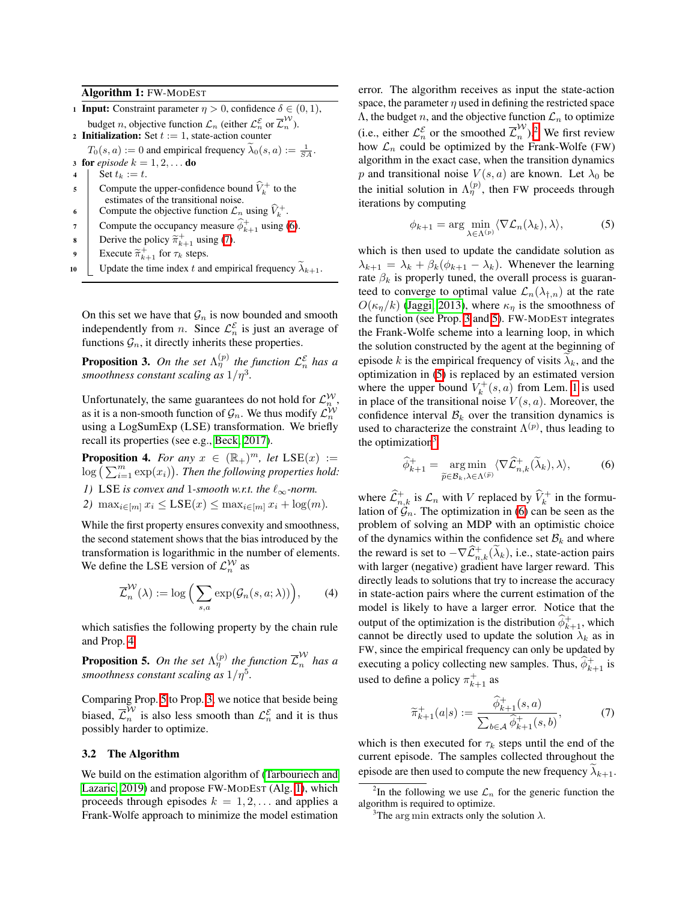**Algorithm 1:** FW-MODEST

1. **Input:** Constraint parameter $\eta > 0$, confidence $\delta \in (0, 1)$, budget $n$, objective function $\mathcal{L}_n$ (either $\mathcal{L}_n^{\mathcal{E}}$ or $\overline{\mathcal{L}}_n^{\mathcal{W}}$).
2. **Initialization:** Set $t := 1$, state-action counter $T_0(s, a) := 0$ and empirical frequency $\widetilde{\lambda}_0(s, a) := \frac{1}{SA}$.
3. **for** *episode* $k = 1, 2, \dots$ **do**
4. Set $t_k := t$.
5. Compute the upper-confidence bound $\widehat{V}_k^+$ to the estimates of the transitional noise.
6. Compute the objective function $\mathcal{L}_n$ using $\widehat{V}_k^+$.
7. Compute the occupancy measure $\widehat{\phi}_{k+1}^+$ using (6).
8. Derive the policy $\widetilde{\pi}_{k+1}^+$ using (7).
9. Execute $\widetilde{\pi}_{k+1}^+$ for $\tau_k$ steps.
10. Update the time index $t$ and empirical frequency $\widetilde{\lambda}_{k+1}$.

On this set we have that $\mathcal{G}_n$ is now bounded and smooth independently from $n$. Since $\mathcal{L}_n^{\mathcal{E}}$ is just an average of functions $\mathcal{G}_n$, it directly inherits these properties.

**Proposition 3.** *On the set $\Lambda_\eta^{(p)}$ the function $\mathcal{L}_n^{\mathcal{E}}$ has a smoothness constant scaling as $1/\eta^3$.*

Unfortunately, the same guarantees do not hold for $\mathcal{L}_n^{\mathcal{W}}$, as it is a non-smooth function of $\mathcal{G}_n$. We thus modify $\mathcal{L}_n^{\mathcal{W}}$ using a LogSumExp (LSE) transformation. We briefly recall its properties (see e.g., Beck, 2017).

**Proposition 4.** *For any $x \in (\mathbb{R}_+)^m$, let $\mathrm{LSE}(x) := \log\big(\sum_{i=1}^m \exp(x_i)\big)$. Then the following properties hold:*

*1) LSE is convex and 1-smooth w.r.t. the $\ell_\infty$-norm.*

*2) $\max_{i\in[m]} x_i \le \mathrm{LSE}(x) \le \max_{i\in[m]} x_i + \log(m)$.*

While the first property ensures convexity and smoothness, the second statement shows that the bias introduced by the transformation is logarithmic in the number of elements. We define the LSE version of $\mathcal{L}_n^{\mathcal{W}}$ as

$$\overline{\mathcal{L}}_n^{\mathcal{W}}(\lambda) := \log\Big(\sum_{s,a} \exp(\mathcal{G}_n(s, a; \lambda))\Big), \tag{4}$$

which satisfies the following property by the chain rule and Prop. 4.

**Proposition 5.** *On the set $\Lambda_\eta^{(p)}$ the function $\overline{\mathcal{L}}_n^{\mathcal{W}}$ has a smoothness constant scaling as $1/\eta^5$.*

Comparing Prop. 5 to Prop. 3, we notice that beside being biased, $\overline{\mathcal{L}}_n^{\mathcal{W}}$ is also less smooth than $\mathcal{L}_n^{\mathcal{E}}$ and it is thus possibly harder to optimize.

### 3.2 The Algorithm

We build on the estimation algorithm of (Tarbouriech and Lazaric, 2019) and propose FW-MODEST (Alg. 1), which proceeds through episodes $k = 1, 2, \dots$ and applies a Frank-Wolfe approach to minimize the model estimation error. The algorithm receives as input the state-action space, the parameter $\eta$ used in defining the restricted space $\Lambda$, the budget $n$, and the objective function $\mathcal{L}_n$ to optimize (i.e., either $\mathcal{L}_n^{\mathcal{E}}$ or the smoothed $\overline{\mathcal{L}}_n^{\mathcal{W}}$).[2] We first review how $\mathcal{L}_n$ could be optimized by the Frank-Wolfe (FW) algorithm in the exact case, when the transition dynamics $p$ and transitional noise $V(s, a)$ are known. Let $\lambda_0$ be the initial solution in $\Lambda_\eta^{(p)}$, then FW proceeds through iterations by computing

$$\phi_{k+1} = \arg\min_{\lambda\in\Lambda^{(p)}} \langle \nabla \mathcal{L}_n(\lambda_k), \lambda \rangle, \tag{5}$$

which is then used to update the candidate solution as $\lambda_{k+1} = \lambda_k + \beta_k(\phi_{k+1} - \lambda_k)$. Whenever the learning rate $\beta_k$ is properly tuned, the overall process is guaranteed to converge to optimal value $\mathcal{L}_n(\lambda_{\dagger,n})$ at the rate $O(\kappa_\eta/k)$ (Jaggi, 2013), where $\kappa_\eta$ is the smoothness of the function (see Prop. 3 and 5). FW-MODEST integrates the Frank-Wolfe scheme into a learning loop, in which the solution constructed by the agent at the beginning of episode $k$ is the empirical frequency of visits $\widetilde{\lambda}_k$, and the optimization in (5) is replaced by an estimated version where the upper bound $V_k^+(s, a)$ from Lem. 1 is used in place of the transitional noise $V(s, a)$. Moreover, the confidence interval $\mathcal{B}_k$ over the transition dynamics is used to characterize the constraint $\Lambda^{(p)}$, thus leading to the optimization[3]

$$\widehat{\phi}_{k+1}^+ = \underset{\widetilde{p}\in\mathcal{B}_k, \lambda\in\Lambda^{(\widetilde{p})}}{\arg\min} \langle \nabla \widehat{\mathcal{L}}_{n,k}^+(\widetilde{\lambda}_k), \lambda \rangle, \tag{6}$$

where $\widehat{\mathcal{L}}_{n,k}^+$ is $\mathcal{L}_n$ with $V$ replaced by $\widehat{V}_k^+$ in the formulation of $\mathcal{G}_n$. The optimization in (6) can be seen as the problem of solving an MDP with an optimistic choice of the dynamics within the confidence set $\mathcal{B}_k$ and where the reward is set to $-\nabla \widehat{\mathcal{L}}_{n,k}^+(\widetilde{\lambda}_k)$, i.e., state-action pairs with larger (negative) gradient have larger reward. This directly leads to solutions that try to increase the accuracy in state-action pairs where the current estimation of the model is likely to have a larger error. Notice that the output of the optimization is the distribution $\widehat{\phi}_{k+1}^+$, which cannot be directly used to update the solution $\widetilde{\lambda}_k$ as in FW, since the empirical frequency can only be updated by executing a policy collecting new samples. Thus, $\widehat{\phi}_{k+1}^+$ is used to define a policy $\pi_{k+1}^+$ as

$$\widetilde{\pi}_{k+1}^+(a|s) := \frac{\widehat{\phi}_{k+1}^+(s, a)}{\sum_{b\in\mathcal{A}} \widehat{\phi}_{k+1}^+(s, b)}, \tag{7}$$

which is then executed for $\tau_k$ steps until the end of the current episode. The samples collected throughout the episode are then used to compute the new frequency $\widetilde{\lambda}_{k+1}$.

[2] In the following we use $\mathcal{L}_n$ for the generic function the algorithm is required to optimize.

[3] The arg min extracts only the solution $\lambda$.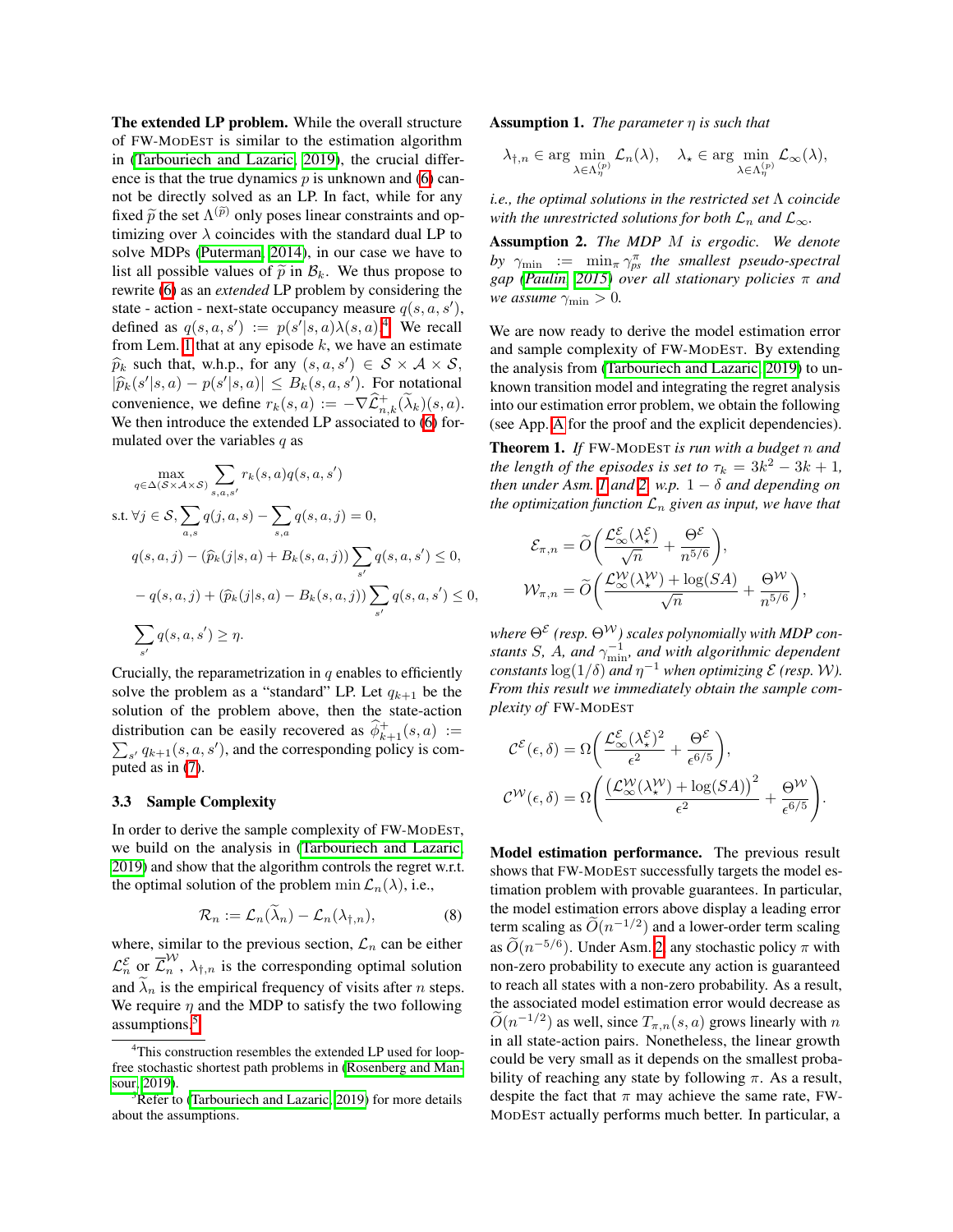**The extended LP problem.** While the overall structure of FW-ModEst is similar to the estimation algorithm in (Tarbouriech and Lazaric, 2019), the crucial difference is that the true dynamics $p$ is unknown and (6) cannot be directly solved as an LP. In fact, while for any fixed $\widetilde{p}$ the set $\Lambda^{(\widetilde{p})}$ only poses linear constraints and optimizing over $\lambda$ coincides with the standard dual LP to solve MDPs (Puterman, 2014), in our case we have to list all possible values of $\widetilde{p}$ in $\mathcal{B}_k$. We thus propose to rewrite (6) as an *extended* LP problem by considering the state - action - next-state occupancy measure $q(s,a,s')$, defined as $q(s,a,s') := p(s'|s,a)\lambda(s,a)$.[4] We recall from Lem. 1 that at any episode $k$, we have an estimate $\widehat{p}_k$ such that, w.h.p., for any $(s,a,s') \in \mathcal{S}\times\mathcal{A}\times\mathcal{S}$, $|\widehat{p}_k(s'|s,a) - p(s'|s,a)| \leq B_k(s,a,s')$. For notational convenience, we define $r_k(s,a) := -\nabla\widehat{\mathcal{L}}^+_{n,k}(\widetilde{\lambda}_k)(s,a)$. We then introduce the extended LP associated to (6) formulated over the variables $q$ as

$$
\begin{aligned}
&\max_{q\in\Delta(\mathcal{S}\times\mathcal{A}\times\mathcal{S})} \sum_{s,a,s'} r_k(s,a)q(s,a,s') \\
&\text{s.t. } \forall j\in\mathcal{S}, \sum_{a,s} q(j,a,s) - \sum_{s,a} q(s,a,j) = 0, \\
&\quad q(s,a,j) - (\widehat{p}_k(j|s,a) + B_k(s,a,j))\sum_{s'} q(s,a,s') \leq 0, \\
&\quad -q(s,a,j) + (\widehat{p}_k(j|s,a) - B_k(s,a,j))\sum_{s'} q(s,a,s') \leq 0, \\
&\quad \sum_{s'} q(s,a,s') \geq \eta.
\end{aligned}
$$

Crucially, the reparametrization in $q$ enables to efficiently solve the problem as a "standard" LP. Let $q_{k+1}$ be the solution of the problem above, then the state-action distribution can be easily recovered as $\widehat{\phi}^+_{k+1}(s,a) := \sum_{s'} q_{k+1}(s,a,s')$, and the corresponding policy is computed as in (7).

### 3.3 Sample Complexity

In order to derive the sample complexity of FW-ModEst, we build on the analysis in (Tarbouriech and Lazaric, 2019) and show that the algorithm controls the regret w.r.t. the optimal solution of the problem $\min \mathcal{L}_n(\lambda)$, i.e.,

$$
\mathcal{R}_n := \mathcal{L}_n(\widetilde{\lambda}_n) - \mathcal{L}_n(\lambda_{\dagger,n}), \tag{8}
$$

where, similar to the previous section, $\mathcal{L}_n$ can be either $\mathcal{L}^{\mathcal{E}}_n$ or $\overline{\mathcal{L}}^{\mathcal{W}}_n$, $\lambda_{\dagger,n}$ is the corresponding optimal solution and $\widetilde{\lambda}_n$ is the empirical frequency of visits after $n$ steps. We require $\eta$ and the MDP to satisfy the two following assumptions.[5]

[4] This construction resembles the extended LP used for loop-free stochastic shortest path problems in (Rosenberg and Mansour, 2019).

[5] Refer to (Tarbouriech and Lazaric, 2019) for more details about the assumptions.

**Assumption 1.** *The parameter $\eta$ is such that*

$$
\lambda_{\dagger,n} \in \arg\min_{\lambda\in\Lambda^{(p)}_\eta} \mathcal{L}_n(\lambda), \quad \lambda_\star \in \arg\min_{\lambda\in\Lambda^{(p)}_\eta} \mathcal{L}_\infty(\lambda),
$$

*i.e., the optimal solutions in the restricted set $\Lambda$ coincide with the unrestricted solutions for both $\mathcal{L}_n$ and $\mathcal{L}_\infty$.*

**Assumption 2.** *The MDP $M$ is ergodic. We denote by $\gamma_{\min} := \min_\pi \gamma^\pi_{ps}$ the smallest pseudo-spectral gap (Paulin, 2015) over all stationary policies $\pi$ and we assume $\gamma_{\min} > 0$.*

We are now ready to derive the model estimation error and sample complexity of FW-ModEst. By extending the analysis from (Tarbouriech and Lazaric, 2019) to unknown transition model and integrating the regret analysis into our estimation error problem, we obtain the following (see App. A for the proof and the explicit dependencies).

**Theorem 1.** *If* FW-ModEst *is run with a budget $n$ and the length of the episodes is set to $\tau_k = 3k^2 - 3k + 1$, then under Asm. 1 and 2, w.p. $1-\delta$ and depending on the optimization function $\mathcal{L}_n$ given as input, we have that*

$$
\mathcal{E}_{\pi,n} = \widetilde{O}\left(\frac{\mathcal{L}^{\mathcal{E}}_\infty(\lambda^{\mathcal{E}}_\star)}{\sqrt{n}} + \frac{\Theta^{\mathcal{E}}}{n^{5/6}}\right),
$$

$$
\mathcal{W}_{\pi,n} = \widetilde{O}\left(\frac{\mathcal{L}^{\mathcal{W}}_\infty(\lambda^{\mathcal{W}}_\star) + \log(SA)}{\sqrt{n}} + \frac{\Theta^{\mathcal{W}}}{n^{5/6}}\right),
$$

*where $\Theta^{\mathcal{E}}$ (resp. $\Theta^{\mathcal{W}}$) scales polynomially with MDP constants $S$, $A$, and $\gamma^{-1}_{\min}$, and with algorithmic dependent constants $\log(1/\delta)$ and $\eta^{-1}$ when optimizing $\mathcal{E}$ (resp. $\mathcal{W}$). From this result we immediately obtain the sample complexity of* FW-ModEst

$$
\mathcal{C}^{\mathcal{E}}(\epsilon,\delta) = \Omega\left(\frac{\mathcal{L}^{\mathcal{E}}_\infty(\lambda^{\mathcal{E}}_\star)^2}{\epsilon^2} + \frac{\Theta^{\mathcal{E}}}{\epsilon^{6/5}}\right),
$$

$$
\mathcal{C}^{\mathcal{W}}(\epsilon,\delta) = \Omega\left(\frac{\left(\mathcal{L}^{\mathcal{W}}_\infty(\lambda^{\mathcal{W}}_\star) + \log(SA)\right)^2}{\epsilon^2} + \frac{\Theta^{\mathcal{W}}}{\epsilon^{6/5}}\right).
$$

**Model estimation performance.** The previous result shows that FW-ModEst successfully targets the model estimation problem with provable guarantees. In particular, the model estimation errors above display a leading error term scaling as $\widetilde{O}(n^{-1/2})$ and a lower-order term scaling as $\widetilde{O}(n^{-5/6})$. Under Asm. 2, any stochastic policy $\pi$ with non-zero probability to execute any action is guaranteed to reach all states with a non-zero probability. As a result, the associated model estimation error would decrease as $\widetilde{O}(n^{-1/2})$ as well, since $T_{\pi,n}(s,a)$ grows linearly with $n$ in all state-action pairs. Nonetheless, the linear growth could be very small as it depends on the smallest probability of reaching any state by following $\pi$. As a result, despite the fact that $\pi$ may achieve the same rate, FW-ModEst actually performs much better. In particular, a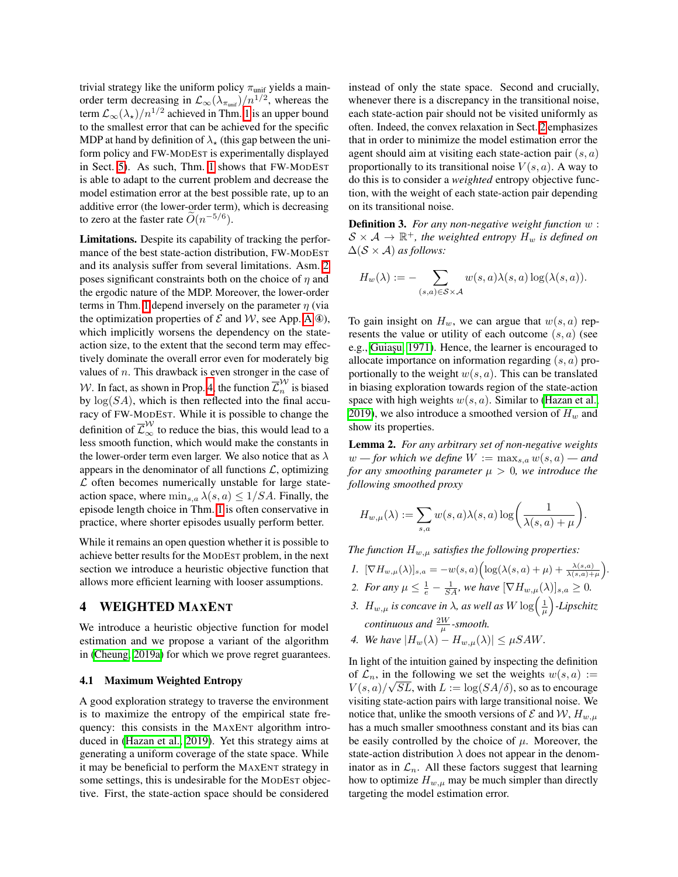trivial strategy like the uniform policy $\pi_{\text{unif}}$ yields a main-order term decreasing in $\mathcal{L}_\infty(\lambda_{\pi_{\text{unif}}})/n^{1/2}$, whereas the term $\mathcal{L}_\infty(\lambda_\star)/n^{1/2}$ achieved in Thm. 1 is an upper bound to the smallest error that can be achieved for the specific MDP at hand by definition of $\lambda_\star$ (this gap between the uniform policy and FW-ModEst is experimentally displayed in Sect. 5). As such, Thm. 1 shows that FW-ModEst is able to adapt to the current problem and decrease the model estimation error at the best possible rate, up to an additive error (the lower-order term), which is decreasing to zero at the faster rate $\widetilde{O}(n^{-5/6})$.

**Limitations.** Despite its capability of tracking the performance of the best state-action distribution, FW-ModEst and its analysis suffer from several limitations. Asm. 2 poses significant constraints both on the choice of $\eta$ and the ergodic nature of the MDP. Moreover, the lower-order terms in Thm. 1 depend inversely on the parameter $\eta$ (via the optimization properties of $\mathcal{E}$ and $\mathcal{W}$, see App. A ④), which implicitly worsens the dependency on the state-action size, to the extent that the second term may effectively dominate the overall error even for moderately big values of $n$. This drawback is even stronger in the case of $\mathcal{W}$. In fact, as shown in Prop. 4, the function $\overline{\mathcal{L}}_n^{\mathcal{W}}$ is biased by $\log(SA)$, which is then reflected into the final accuracy of FW-ModEst. While it is possible to change the definition of $\overline{\mathcal{L}}_\infty^{\mathcal{W}}$ to reduce the bias, this would lead to a less smooth function, which would make the constants in the lower-order term even larger. We also notice that as $\lambda$ appears in the denominator of all functions $\mathcal{L}$, optimizing $\mathcal{L}$ often becomes numerically unstable for large state-action space, where $\min_{s,a}\lambda(s,a) \leq 1/SA$. Finally, the episode length choice in Thm. 1 is often conservative in practice, where shorter episodes usually perform better.

While it remains an open question whether it is possible to achieve better results for the ModEst problem, in the next section we introduce a heuristic objective function that allows more efficient learning with looser assumptions.

## 4 WEIGHTED MaxEnt

We introduce a heuristic objective function for model estimation and we propose a variant of the algorithm in (Cheung, 2019a) for which we prove regret guarantees.

### 4.1 Maximum Weighted Entropy

A good exploration strategy to traverse the environment is to maximize the entropy of the empirical state frequency: this consists in the MaxEnt algorithm introduced in (Hazan et al., 2019). Yet this strategy aims at generating a uniform coverage of the state space. While it may be beneficial to perform the MaxEnt strategy in some settings, this is undesirable for the ModEst objective. First, the state-action space should be considered instead of only the state space. Second and crucially, whenever there is a discrepancy in the transitional noise, each state-action pair should not be visited uniformly as often. Indeed, the convex relaxation in Sect. 2 emphasizes that in order to minimize the model estimation error the agent should aim at visiting each state-action pair $(s,a)$ proportionally to its transitional noise $V(s,a)$. A way to do this is to consider a *weighted* entropy objective function, with the weight of each state-action pair depending on its transitional noise.

**Definition 3.** *For any non-negative weight function $w : \mathcal{S}\times\mathcal{A} \to \mathbb{R}^+$, the weighted entropy $H_w$ is defined on $\Delta(\mathcal{S}\times\mathcal{A})$ as follows:*

$$H_w(\lambda) := -\sum_{(s,a)\in\mathcal{S}\times\mathcal{A}} w(s,a)\lambda(s,a)\log(\lambda(s,a)).$$

To gain insight on $H_w$, we can argue that $w(s,a)$ represents the value or utility of each outcome $(s,a)$ (see e.g., Guiaşu, 1971). Hence, the learner is encouraged to allocate importance on information regarding $(s,a)$ proportionally to the weight $w(s,a)$. This can be translated in biasing exploration towards region of the state-action space with high weights $w(s,a)$. Similar to (Hazan et al., 2019), we also introduce a smoothed version of $H_w$ and show its properties.

**Lemma 2.** *For any arbitrary set of non-negative weights $w$ — for which we define $W := \max_{s,a} w(s,a)$ — and for any smoothing parameter $\mu > 0$, we introduce the following smoothed proxy*

$$H_{w,\mu}(\lambda) := \sum_{s,a} w(s,a)\lambda(s,a)\log\left(\frac{1}{\lambda(s,a)+\mu}\right).$$

*The function $H_{w,\mu}$ satisfies the following properties:*

1. *$[\nabla H_{w,\mu}(\lambda)]_{s,a} = -w(s,a)\Big(\log(\lambda(s,a)+\mu) + \frac{\lambda(s,a)}{\lambda(s,a)+\mu}\Big)$.*
2. *For any $\mu \leq \frac{1}{e} - \frac{1}{SA}$, we have $[\nabla H_{w,\mu}(\lambda)]_{s,a} \geq 0$.*
3. *$H_{w,\mu}$ is concave in $\lambda$, as well as $W\log\Big(\frac{1}{\mu}\Big)$-Lipschitz continuous and $\frac{2W}{\mu}$-smooth.*
4. *We have $|H_w(\lambda) - H_{w,\mu}(\lambda)| \leq \mu SAW$.*

In light of the intuition gained by inspecting the definition of $\mathcal{L}_n$, in the following we set the weights $w(s,a) := V(s,a)/\sqrt{SL}$, with $L := \log(SA/\delta)$, so as to encourage visiting state-action pairs with large transitional noise. We notice that, unlike the smooth versions of $\mathcal{E}$ and $\mathcal{W}$, $H_{w,\mu}$ has a much smaller smoothness constant and its bias can be easily controlled by the choice of $\mu$. Moreover, the state-action distribution $\lambda$ does not appear in the denominator as in $\mathcal{L}_n$. All these factors suggest that learning how to optimize $H_{w,\mu}$ may be much simpler than directly targeting the model estimation error.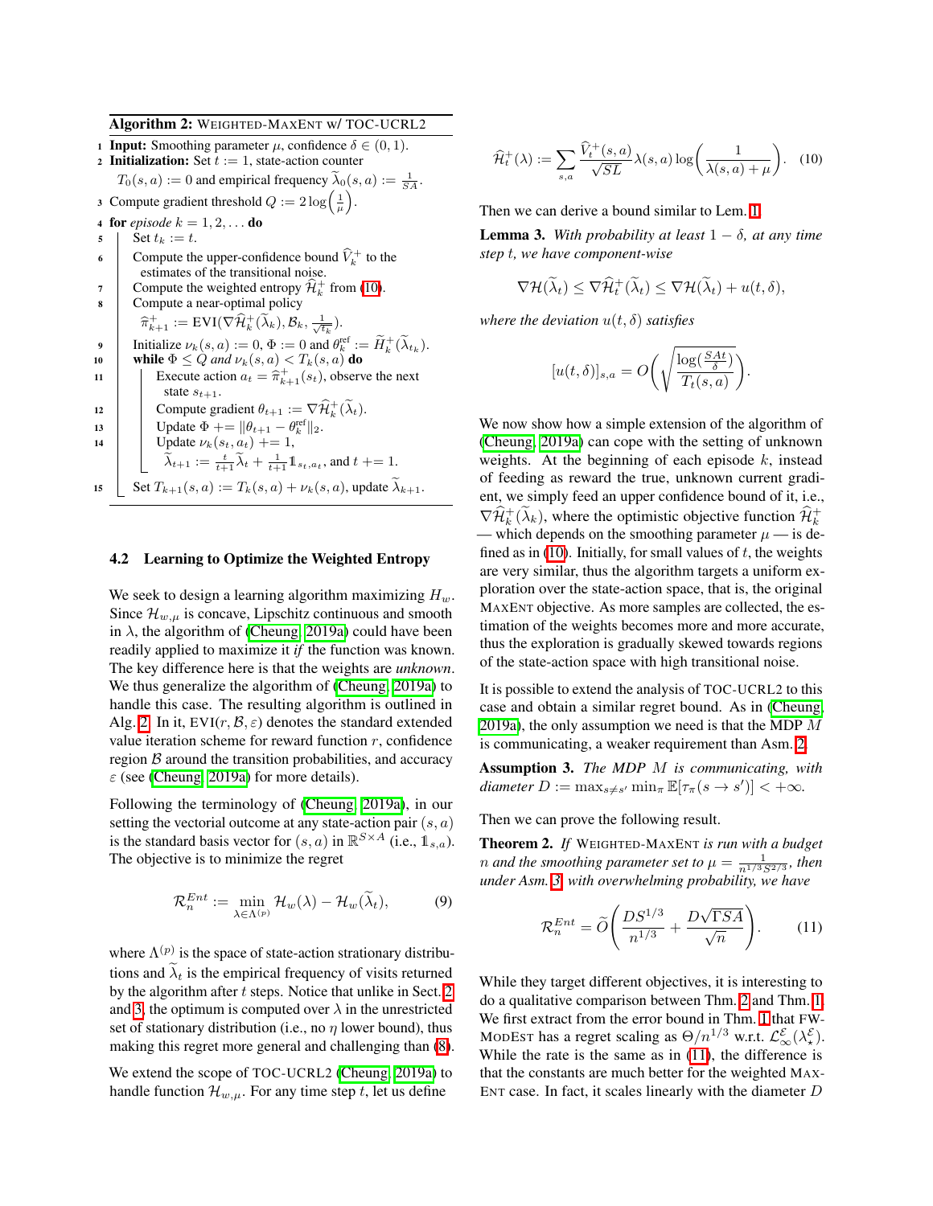**Algorithm 2:** WEIGHTED-MAXENT w/ TOC-UCRL2

```
1  Input: Smoothing parameter μ, confidence δ ∈ (0, 1).
2  Initialization: Set t := 1, state-action counter
       T_0(s, a) := 0 and empirical frequency λ̃_0(s, a) := 1/(SA).
3  Compute gradient threshold Q := 2 log(1/μ).
4  for episode k = 1, 2, ... do
5      Set t_k := t.
6      Compute the upper-confidence bound V̂_k^+ to the
         estimates of the transitional noise.
7      Compute the weighted entropy Ĥ_k^+ from (10).
8      Compute a near-optimal policy
         π̂_{k+1}^+ := EVI(∇Ĥ_k^+(λ̃_k), B_k, 1/√t_k).
9      Initialize ν_k(s, a) := 0, Φ := 0 and θ_k^ref := H̃_k^+(λ̃_{t_k}).
10     while Φ ≤ Q and ν_k(s, a) < T_k(s, a) do
11         Execute action a_t = π̂_{k+1}^+(s_t), observe the next
             state s_{t+1}.
12         Compute gradient θ_{t+1} := ∇Ĥ_t^+(λ̃_t).
13         Update Φ += ||θ_{t+1} − θ_k^ref||_2.
14         Update ν_k(s_t, a_t) += 1,
             λ̃_{t+1} := t/(t+1) λ̃_t + 1/(t+1) 1_{s_t,a_t}, and t += 1.
15     Set T_{k+1}(s, a) := T_k(s, a) + ν_k(s, a), update λ̃_{k+1}.
```

### 4.2 Learning to Optimize the Weighted Entropy

We seek to design a learning algorithm maximizing $H_w$. Since $\mathcal{H}_{w,\mu}$ is concave, Lipschitz continuous and smooth in $\lambda$, the algorithm of (Cheung, 2019a) could have been readily applied to maximize it *if* the function was known. The key difference here is that the weights are *unknown*. We thus generalize the algorithm of (Cheung, 2019a) to handle this case. The resulting algorithm is outlined in Alg. 2. In it, $\text{EVI}(r, \mathcal{B}, \varepsilon)$ denotes the standard extended value iteration scheme for reward function $r$, confidence region $\mathcal{B}$ around the transition probabilities, and accuracy $\varepsilon$ (see (Cheung, 2019a) for more details).

Following the terminology of (Cheung, 2019a), in our setting the vectorial outcome at any state-action pair $(s, a)$ is the standard basis vector for $(s, a)$ in $\mathbb{R}^{S\times A}$ (i.e., $\mathbb{1}_{s,a}$). The objective is to minimize the regret

$$\mathcal{R}_n^{Ent} := \min_{\lambda\in\Lambda^{(p)}} \mathcal{H}_w(\lambda) - \mathcal{H}_w(\widetilde{\lambda}_t), \tag{9}$$

where $\Lambda^{(p)}$ is the space of state-action stationary distributions and $\widetilde{\lambda}_t$ is the empirical frequency of visits returned by the algorithm after $t$ steps. Notice that unlike in Sect. 2 and 3, the optimum is computed over $\lambda$ in the unrestricted set of stationary distribution (i.e., no $\eta$ lower bound), thus making this regret more general and challenging than (8).

We extend the scope of TOC-UCRL2 (Cheung, 2019a) to handle function $\mathcal{H}_{w,\mu}$. For any time step $t$, let us define

$$\widehat{\mathcal{H}}_t^+(\lambda) := \sum_{s,a} \frac{\widehat{V}_t^+(s,a)}{\sqrt{SL}} \lambda(s,a) \log\left(\frac{1}{\lambda(s,a)+\mu}\right). \tag{10}$$

Then we can derive a bound similar to Lem. 1.

**Lemma 3.** *With probability at least $1-\delta$, at any time step $t$, we have component-wise*

$$\nabla\mathcal{H}(\widetilde{\lambda}_t) \leq \nabla\widehat{\mathcal{H}}_t^+(\widetilde{\lambda}_t) \leq \nabla\mathcal{H}(\widetilde{\lambda}_t) + u(t,\delta),$$

*where the deviation $u(t,\delta)$ satisfies*

$$[u(t,\delta)]_{s,a} = O\left(\sqrt{\frac{\log(\frac{SAt}{\delta})}{T_t(s,a)}}\right).$$

We now show how a simple extension of the algorithm of (Cheung, 2019a) can cope with the setting of unknown weights. At the beginning of each episode $k$, instead of feeding as reward the true, unknown current gradient, we simply feed an upper confidence bound of it, i.e., $\nabla\widehat{\mathcal{H}}_k^+(\widetilde{\lambda}_k)$, where the optimistic objective function $\widehat{\mathcal{H}}_k^+$ — which depends on the smoothing parameter $\mu$ — is defined as in (10). Initially, for small values of $t$, the weights are very similar, thus the algorithm targets a uniform exploration over the state-action space, that is, the original MAXENT objective. As more samples are collected, the estimation of the weights becomes more and more accurate, thus the exploration is gradually skewed towards regions of the state-action space with high transitional noise.

It is possible to extend the analysis of TOC-UCRL2 to this case and obtain a similar regret bound. As in (Cheung, 2019a), the only assumption we need is that the MDP $M$ is communicating, a weaker requirement than Asm. 2.

**Assumption 3.** *The MDP $M$ is communicating, with diameter $D := \max_{s\neq s'}\min_\pi \mathbb{E}[\tau_\pi(s\to s')] < +\infty$.*

Then we can prove the following result.

**Theorem 2.** *If* WEIGHTED-MAXENT *is run with a budget $n$ and the smoothing parameter set to $\mu = \frac{1}{n^{1/3}S^{2/3}}$, then under Asm. 3, with overwhelming probability, we have*

$$\mathcal{R}_n^{Ent} = \widetilde{O}\left(\frac{DS^{1/3}}{n^{1/3}} + \frac{D\sqrt{\Gamma SA}}{\sqrt{n}}\right). \tag{11}$$

While they target different objectives, it is interesting to do a qualitative comparison between Thm. 2 and Thm. 1. We first extract from the error bound in Thm. 1 that FW-MODEST has a regret scaling as $\Theta/n^{1/3}$ w.r.t. $\mathcal{L}_\infty^{\mathcal{E}}(\lambda_\star^{\mathcal{E}})$. While the rate is the same as in (11), the difference is that the constants are much better for the weighted MAXENT case. In fact, it scales linearly with the diameter $D$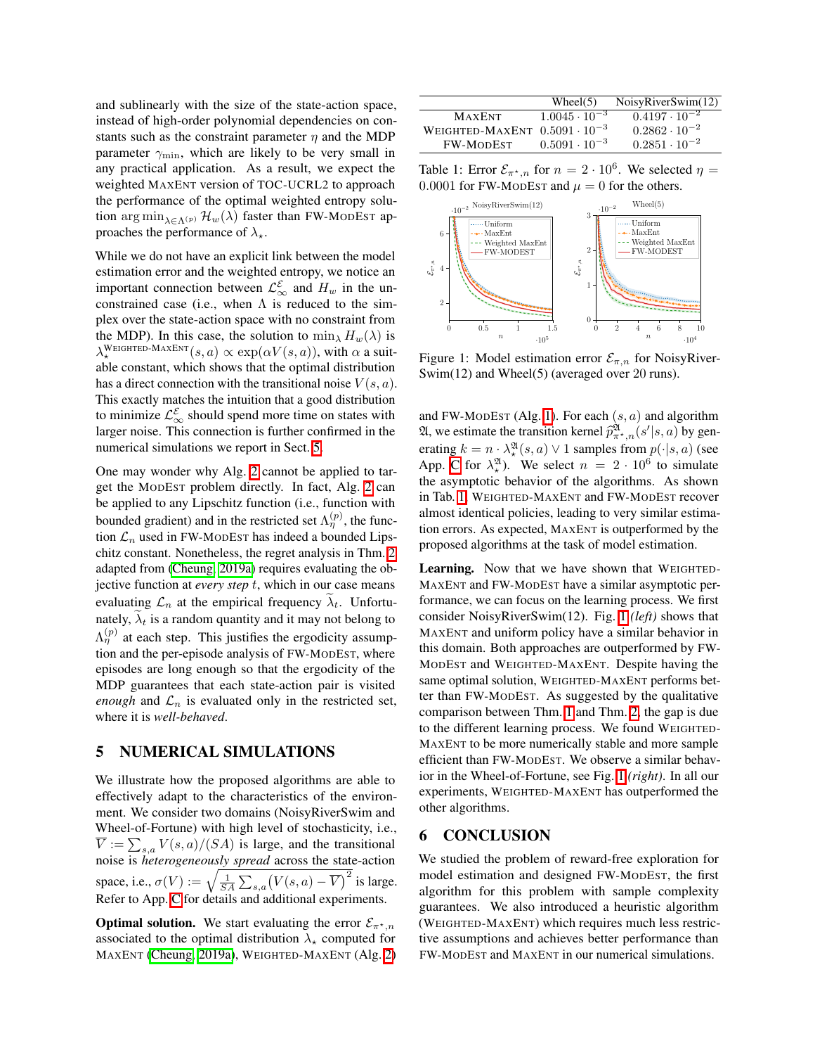and sublinearly with the size of the state-action space, instead of high-order polynomial dependencies on constants such as the constraint parameter $\eta$ and the MDP parameter $\gamma_{\min}$, which are likely to be very small in any practical application. As a result, we expect the weighted MAXENT version of TOC-UCRL2 to approach the performance of the optimal weighted entropy solution $\arg\min_{\lambda\in\Lambda^{(p)}} \mathcal{H}_w(\lambda)$ faster than FW-MODEST approaches the performance of $\lambda_\star$.

While we do not have an explicit link between the model estimation error and the weighted entropy, we notice an important connection between $\mathcal{L}_\infty^{\mathcal{E}}$ and $H_w$ in the unconstrained case (i.e., when $\Lambda$ is reduced to the simplex over the state-action space with no constraint from the MDP). In this case, the solution to $\min_\lambda H_w(\lambda)$ is $\lambda_\star^{\text{WEIGHTED-MAXENT}}(s,a) \propto \exp(\alpha V(s,a))$, with $\alpha$ a suitable constant, which shows that the optimal distribution has a direct connection with the transitional noise $V(s,a)$. This exactly matches the intuition that a good distribution to minimize $\mathcal{L}_\infty^{\mathcal{E}}$ should spend more time on states with larger noise. This connection is further confirmed in the numerical simulations we report in Sect. 5.

One may wonder why Alg. 2 cannot be applied to target the MODEST problem directly. In fact, Alg. 2 can be applied to any Lipschitz function (i.e., function with bounded gradient) and in the restricted set $\Lambda_\eta^{(p)}$, the function $\mathcal{L}_n$ used in FW-MODEST has indeed a bounded Lipschitz constant. Nonetheless, the regret analysis in Thm. 2 adapted from (Cheung, 2019a) requires evaluating the objective function at *every step* $t$, which in our case means evaluating $\mathcal{L}_n$ at the empirical frequency $\widetilde{\lambda}_t$. Unfortunately, $\widetilde{\lambda}_t$ is a random quantity and it may not belong to $\Lambda_\eta^{(p)}$ at each step. This justifies the ergodicity assumption and the per-episode analysis of FW-MODEST, where episodes are long enough so that the ergodicity of the MDP guarantees that each state-action pair is visited *enough* and $\mathcal{L}_n$ is evaluated only in the restricted set, where it is *well-behaved*.

## 5 NUMERICAL SIMULATIONS

We illustrate how the proposed algorithms are able to effectively adapt to the characteristics of the environment. We consider two domains (NoisyRiverSwim and Wheel-of-Fortune) with high level of stochasticity, i.e., $\overline{V} := \sum_{s,a} V(s,a)/(SA)$ is large, and the transitional noise is *heterogeneously spread* across the state-action space, i.e., $\sigma(V) := \sqrt{\frac{1}{SA}\sum_{s,a}\big(V(s,a)-\overline{V}\big)^2}$ is large. Refer to App. C for details and additional experiments.

**Optimal solution.** We start evaluating the error $\mathcal{E}_{\pi^\star,n}$ associated to the optimal distribution $\lambda_\star$ computed for MAXENT (Cheung, 2019a), WEIGHTED-MAXENT (Alg. 2) and FW-MODEST (Alg. 1). For each $(s,a)$ and algorithm $\mathfrak{A}$, we estimate the transition kernel $\widehat{p}^{\mathfrak{A}}_{\pi^\star,n}(s'|s,a)$ by generating $k = n\cdot\lambda_\star^{\mathfrak{A}}(s,a) \vee 1$ samples from $p(\cdot|s,a)$ (see App. C for $\lambda_\star^{\mathfrak{A}}$). We select $n = 2\cdot 10^6$ to simulate the asymptotic behavior of the algorithms. As shown in Tab. 1, WEIGHTED-MAXENT and FW-MODEST recover almost identical policies, leading to very similar estimation errors. As expected, MAXENT is outperformed by the proposed algorithms at the task of model estimation.

| | Wheel(5) | NoisyRiverSwim(12) |
|---|---|---|
| MAXENT | $1.0045\cdot 10^{-3}$ | $0.4197\cdot 10^{-2}$ |
| WEIGHTED-MAXENT | $0.5091\cdot 10^{-3}$ | $0.2862\cdot 10^{-2}$ |
| FW-MODEST | $0.5091\cdot 10^{-3}$ | $0.2851\cdot 10^{-2}$ |

Table 1: Error $\mathcal{E}_{\pi^\star,n}$ for $n = 2\cdot 10^6$. We selected $\eta = 0.0001$ for FW-MODEST and $\mu = 0$ for the others.

Figure 1: Model estimation error $\mathcal{E}_{\pi,n}$ for NoisyRiverSwim(12) and Wheel(5) (averaged over 20 runs).

**Learning.** Now that we have shown that WEIGHTED-MAXENT and FW-MODEST have a similar asymptotic performance, we can focus on the learning process. We first consider NoisyRiverSwim(12). Fig. 1 *(left)* shows that MAXENT and uniform policy have a similar behavior in this domain. Both approaches are outperformed by FW-MODEST and WEIGHTED-MAXENT. Despite having the same optimal solution, WEIGHTED-MAXENT performs better than FW-MODEST. As suggested by the qualitative comparison between Thm. 1 and Thm. 2, the gap is due to the different learning process. We found WEIGHTED-MAXENT to be more numerically stable and more sample efficient than FW-MODEST. We observe a similar behavior in the Wheel-of-Fortune, see Fig. 1 *(right)*. In all our experiments, WEIGHTED-MAXENT has outperformed the other algorithms.

## 6 CONCLUSION

We studied the problem of reward-free exploration for model estimation and designed FW-MODEST, the first algorithm for this problem with sample complexity guarantees. We also introduced a heuristic algorithm (WEIGHTED-MAXENT) which requires much less restrictive assumptions and achieves better performance than FW-MODEST and MAXENT in our numerical simulations.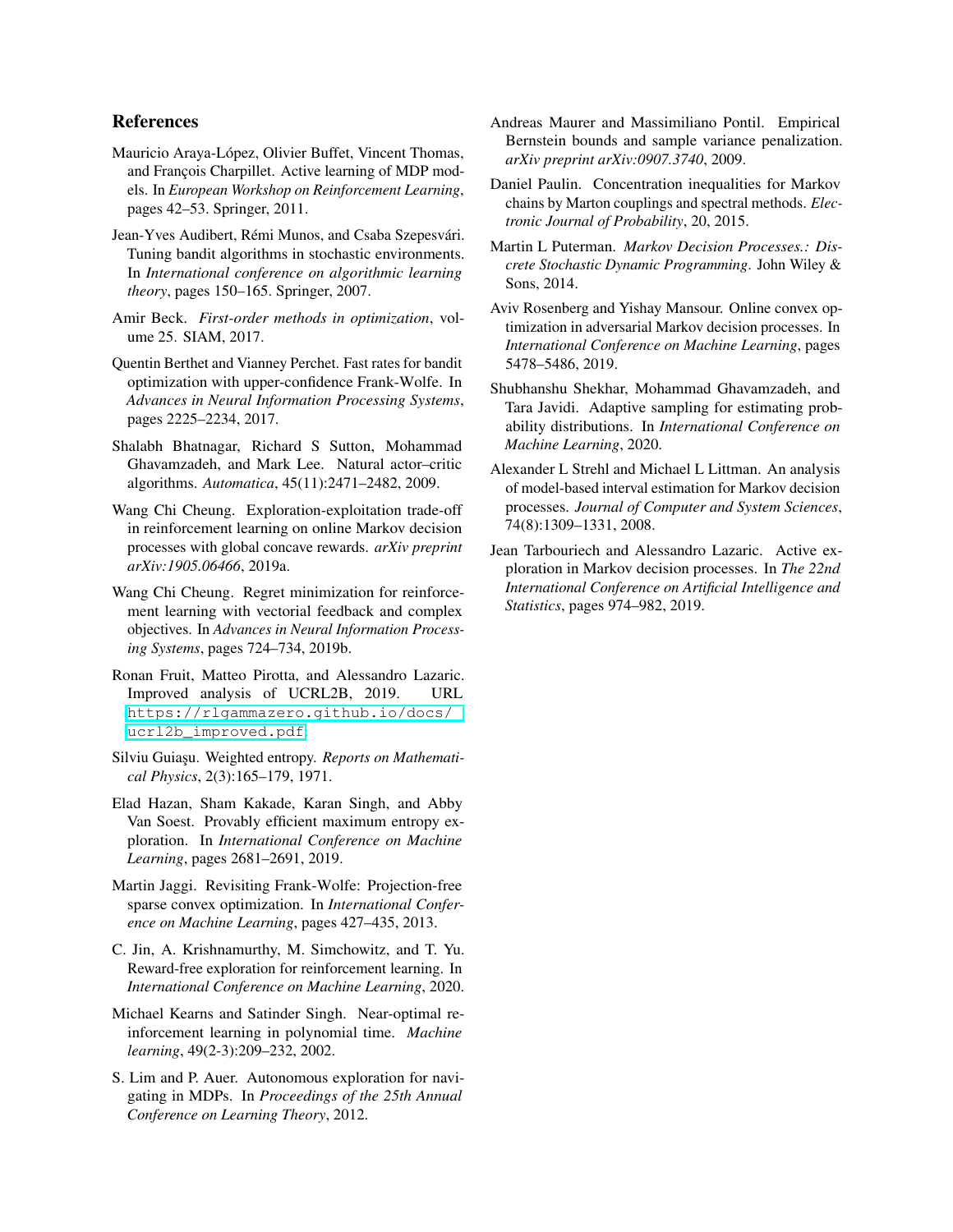## References

Mauricio Araya-López, Olivier Buffet, Vincent Thomas, and François Charpillet. Active learning of MDP models. In *European Workshop on Reinforcement Learning*, pages 42–53. Springer, 2011.

Jean-Yves Audibert, Rémi Munos, and Csaba Szepesvári. Tuning bandit algorithms in stochastic environments. In *International conference on algorithmic learning theory*, pages 150–165. Springer, 2007.

Amir Beck. *First-order methods in optimization*, volume 25. SIAM, 2017.

Quentin Berthet and Vianney Perchet. Fast rates for bandit optimization with upper-confidence Frank-Wolfe. In *Advances in Neural Information Processing Systems*, pages 2225–2234, 2017.

Shalabh Bhatnagar, Richard S Sutton, Mohammad Ghavamzadeh, and Mark Lee. Natural actor–critic algorithms. *Automatica*, 45(11):2471–2482, 2009.

Wang Chi Cheung. Exploration-exploitation trade-off in reinforcement learning on online Markov decision processes with global concave rewards. *arXiv preprint arXiv:1905.06466*, 2019a.

Wang Chi Cheung. Regret minimization for reinforcement learning with vectorial feedback and complex objectives. In *Advances in Neural Information Processing Systems*, pages 724–734, 2019b.

Ronan Fruit, Matteo Pirotta, and Alessandro Lazaric. Improved analysis of UCRL2B, 2019. URL https://rlgammazero.github.io/docs/ucrl2b_improved.pdf.

Silviu Guiaşu. Weighted entropy. *Reports on Mathematical Physics*, 2(3):165–179, 1971.

Elad Hazan, Sham Kakade, Karan Singh, and Abby Van Soest. Provably efficient maximum entropy exploration. In *International Conference on Machine Learning*, pages 2681–2691, 2019.

Martin Jaggi. Revisiting Frank-Wolfe: Projection-free sparse convex optimization. In *International Conference on Machine Learning*, pages 427–435, 2013.

C. Jin, A. Krishnamurthy, M. Simchowitz, and T. Yu. Reward-free exploration for reinforcement learning. In *International Conference on Machine Learning*, 2020.

Michael Kearns and Satinder Singh. Near-optimal reinforcement learning in polynomial time. *Machine learning*, 49(2-3):209–232, 2002.

S. Lim and P. Auer. Autonomous exploration for navigating in MDPs. In *Proceedings of the 25th Annual Conference on Learning Theory*, 2012.

Andreas Maurer and Massimiliano Pontil. Empirical Bernstein bounds and sample variance penalization. *arXiv preprint arXiv:0907.3740*, 2009.

Daniel Paulin. Concentration inequalities for Markov chains by Marton couplings and spectral methods. *Electronic Journal of Probability*, 20, 2015.

Martin L Puterman. *Markov Decision Processes.: Discrete Stochastic Dynamic Programming*. John Wiley & Sons, 2014.

Aviv Rosenberg and Yishay Mansour. Online convex optimization in adversarial Markov decision processes. In *International Conference on Machine Learning*, pages 5478–5486, 2019.

Shubhanshu Shekhar, Mohammad Ghavamzadeh, and Tara Javidi. Adaptive sampling for estimating probability distributions. In *International Conference on Machine Learning*, 2020.

Alexander L Strehl and Michael L Littman. An analysis of model-based interval estimation for Markov decision processes. *Journal of Computer and System Sciences*, 74(8):1309–1331, 2008.

Jean Tarbouriech and Alessandro Lazaric. Active exploration in Markov decision processes. In *The 22nd International Conference on Artificial Intelligence and Statistics*, pages 974–982, 2019.